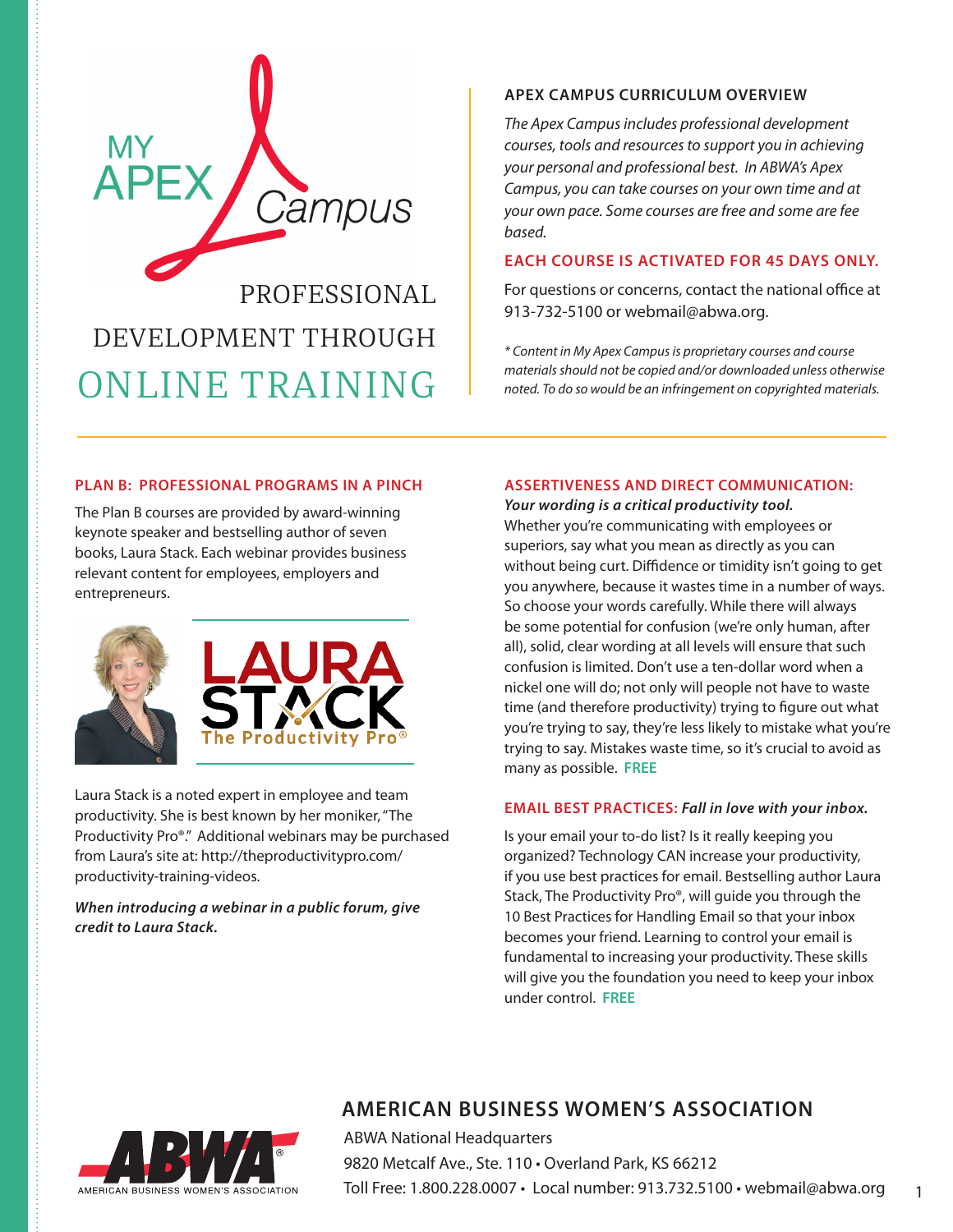# MY APEX Campus

## PROFESSIONAL DEVELOPMENT THROUGH ONLINE TRAINING

### APEX CAMPUS CURRICULUM OVERVIEW

*The Apex Campus includes professional development courses, tools and resources to support you in achieving your personal and professional best. In ABWA's Apex Campus, you can take courses on your own time and at your own pace. Some courses are free and some are fee based.*

**EACH COURSE IS ACTIVATED FOR 45 DAYS ONLY.**

For questions or concerns, contact the national office at 913-732-5100 or webmail@abwa.org.

*\* Content in My Apex Campus is proprietary courses and course materials should not be copied and/or downloaded unless otherwise noted. To do so would be an infringement on copyrighted materials.*

### PLAN B: PROFESSIONAL PROGRAMS IN A PINCH

The Plan B courses are provided by award-winning keynote speaker and bestselling author of seven books, Laura Stack. Each webinar provides business relevant content for employees, employers and entrepreneurs.

LAURA STACK The Productivity Pro®

Laura Stack is a noted expert in employee and team productivity. She is best known by her moniker, "The Productivity Pro®." Additional webinars may be purchased from Laura's site at: http://theproductivitypro.com/productivity-training-videos.

***When introducing a webinar in a public forum, give credit to Laura Stack.***

### ASSERTIVENESS AND DIRECT COMMUNICATION: *Your wording is a critical productivity tool.*

Whether you're communicating with employees or superiors, say what you mean as directly as you can without being curt. Diffidence or timidity isn't going to get you anywhere, because it wastes time in a number of ways. So choose your words carefully. While there will always be some potential for confusion (we're only human, after all), solid, clear wording at all levels will ensure that such confusion is limited. Don't use a ten-dollar word when a nickel one will do; not only will people not have to waste time (and therefore productivity) trying to figure out what you're trying to say, they're less likely to mistake what you're trying to say. Mistakes waste time, so it's crucial to avoid as many as possible. **FREE**

### EMAIL BEST PRACTICES: *Fall in love with your inbox.*

Is your email your to-do list? Is it really keeping you organized? Technology CAN increase your productivity, if you use best practices for email. Bestselling author Laura Stack, The Productivity Pro®, will guide you through the 10 Best Practices for Handling Email so that your inbox becomes your friend. Learning to control your email is fundamental to increasing your productivity. These skills will give you the foundation you need to keep your inbox under control. **FREE**

## AMERICAN BUSINESS WOMEN'S ASSOCIATION

ABWA National Headquarters
9820 Metcalf Ave., Ste. 110 • Overland Park, KS 66212
Toll Free: 1.800.228.0007 • Local number: 913.732.5100 • webmail@abwa.org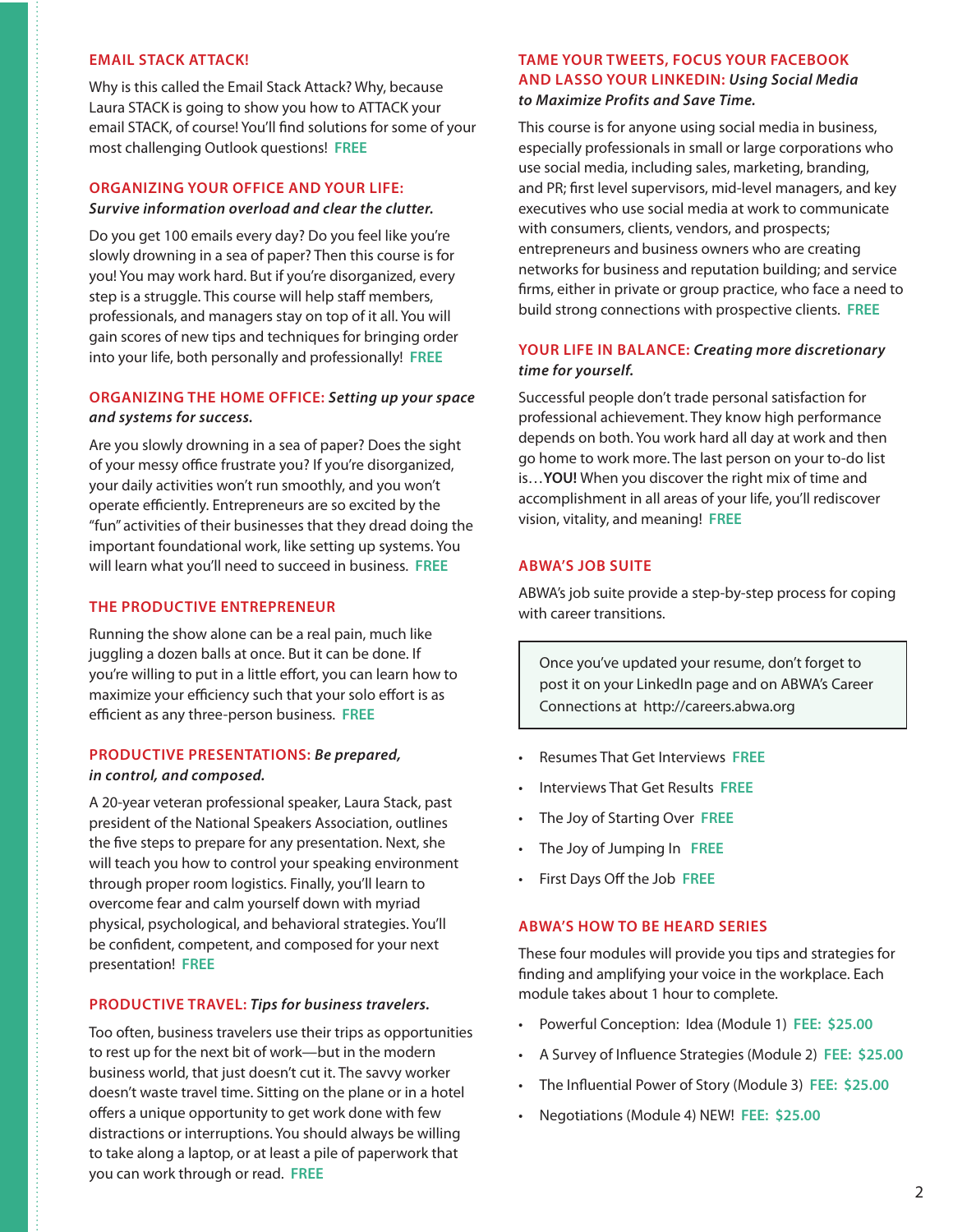### EMAIL STACK ATTACK!

Why is this called the Email Stack Attack? Why, because Laura STACK is going to show you how to ATTACK your email STACK, of course! You'll find solutions for some of your most challenging Outlook questions! **FREE**

### ORGANIZING YOUR OFFICE AND YOUR LIFE: *Survive information overload and clear the clutter.*

Do you get 100 emails every day? Do you feel like you're slowly drowning in a sea of paper? Then this course is for you! You may work hard. But if you're disorganized, every step is a struggle. This course will help staff members, professionals, and managers stay on top of it all. You will gain scores of new tips and techniques for bringing order into your life, both personally and professionally! **FREE**

### ORGANIZING THE HOME OFFICE: *Setting up your space and systems for success.*

Are you slowly drowning in a sea of paper? Does the sight of your messy office frustrate you? If you're disorganized, your daily activities won't run smoothly, and you won't operate efficiently. Entrepreneurs are so excited by the "fun" activities of their businesses that they dread doing the important foundational work, like setting up systems. You will learn what you'll need to succeed in business. **FREE**

### THE PRODUCTIVE ENTREPRENEUR

Running the show alone can be a real pain, much like juggling a dozen balls at once. But it can be done. If you're willing to put in a little effort, you can learn how to maximize your efficiency such that your solo effort is as efficient as any three-person business. **FREE**

### PRODUCTIVE PRESENTATIONS: *Be prepared, in control, and composed.*

A 20-year veteran professional speaker, Laura Stack, past president of the National Speakers Association, outlines the five steps to prepare for any presentation. Next, she will teach you how to control your speaking environment through proper room logistics. Finally, you'll learn to overcome fear and calm yourself down with myriad physical, psychological, and behavioral strategies. You'll be confident, competent, and composed for your next presentation! **FREE**

### PRODUCTIVE TRAVEL: *Tips for business travelers.*

Too often, business travelers use their trips as opportunities to rest up for the next bit of work—but in the modern business world, that just doesn't cut it. The savvy worker doesn't waste travel time. Sitting on the plane or in a hotel offers a unique opportunity to get work done with few distractions or interruptions. You should always be willing to take along a laptop, or at least a pile of paperwork that you can work through or read. **FREE**

### TAME YOUR TWEETS, FOCUS YOUR FACEBOOK AND LASSO YOUR LINKEDIN: *Using Social Media to Maximize Profits and Save Time.*

This course is for anyone using social media in business, especially professionals in small or large corporations who use social media, including sales, marketing, branding, and PR; first level supervisors, mid-level managers, and key executives who use social media at work to communicate with consumers, clients, vendors, and prospects; entrepreneurs and business owners who are creating networks for business and reputation building; and service firms, either in private or group practice, who face a need to build strong connections with prospective clients. **FREE**

### YOUR LIFE IN BALANCE: *Creating more discretionary time for yourself.*

Successful people don't trade personal satisfaction for professional achievement. They know high performance depends on both. You work hard all day at work and then go home to work more. The last person on your to-do list is…**YOU!** When you discover the right mix of time and accomplishment in all areas of your life, you'll rediscover vision, vitality, and meaning! **FREE**

### ABWA'S JOB SUITE

ABWA's job suite provide a step-by-step process for coping with career transitions.

> Once you've updated your resume, don't forget to post it on your LinkedIn page and on ABWA's Career Connections at http://careers.abwa.org

- Resumes That Get Interviews **FREE**
- Interviews That Get Results **FREE**
- The Joy of Starting Over **FREE**
- The Joy of Jumping In **FREE**
- First Days Off the Job **FREE**

### ABWA'S HOW TO BE HEARD SERIES

These four modules will provide you tips and strategies for finding and amplifying your voice in the workplace. Each module takes about 1 hour to complete.

- Powerful Conception: Idea (Module 1) **FEE: $25.00**
- A Survey of Influence Strategies (Module 2) **FEE: $25.00**
- The Influential Power of Story (Module 3) **FEE: $25.00**
- Negotiations (Module 4) NEW! **FEE: $25.00**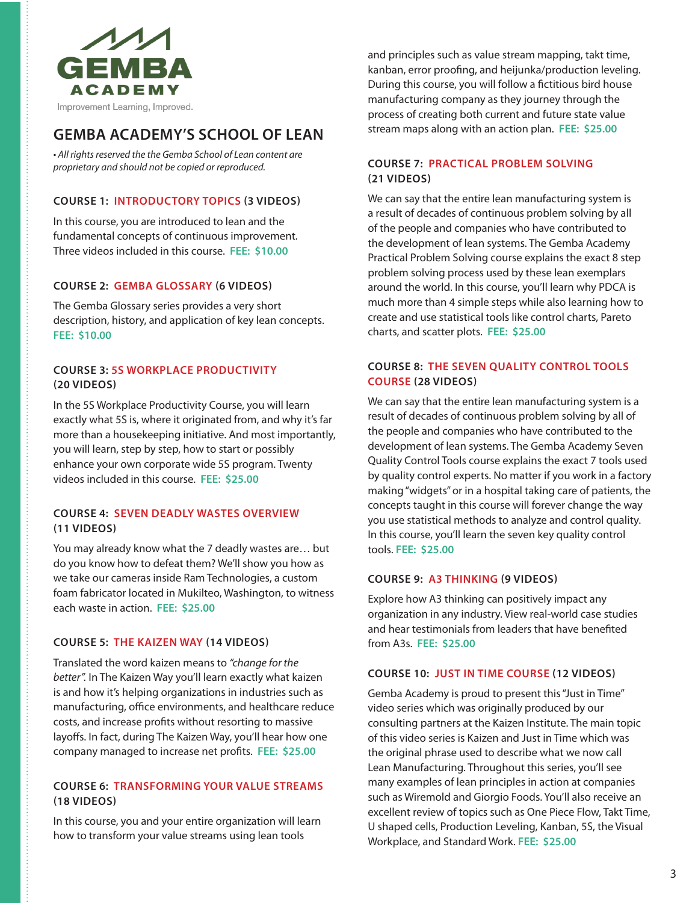GEMBA ACADEMY

Improvement Learning, Improved.

# GEMBA ACADEMY'S SCHOOL OF LEAN

*• All rights reserved the the Gemba School of Lean content are proprietary and should not be copied or reproduced.*

### COURSE 1: INTRODUCTORY TOPICS (3 VIDEOS)

In this course, you are introduced to lean and the fundamental concepts of continuous improvement. Three videos included in this course. **FEE: $10.00**

### COURSE 2: GEMBA GLOSSARY (6 VIDEOS)

The Gemba Glossary series provides a very short description, history, and application of key lean concepts. **FEE: $10.00**

### COURSE 3: 5S WORKPLACE PRODUCTIVITY (20 VIDEOS)

In the 5S Workplace Productivity Course, you will learn exactly what 5S is, where it originated from, and why it's far more than a housekeeping initiative. And most importantly, you will learn, step by step, how to start or possibly enhance your own corporate wide 5S program. Twenty videos included in this course. **FEE: $25.00**

### COURSE 4: SEVEN DEADLY WASTES OVERVIEW (11 VIDEOS)

You may already know what the 7 deadly wastes are… but do you know how to defeat them? We'll show you how as we take our cameras inside Ram Technologies, a custom foam fabricator located in Mukilteo, Washington, to witness each waste in action. **FEE: $25.00**

### COURSE 5: THE KAIZEN WAY (14 VIDEOS)

Translated the word kaizen means to *"change for the better"*. In The Kaizen Way you'll learn exactly what kaizen is and how it's helping organizations in industries such as manufacturing, office environments, and healthcare reduce costs, and increase profits without resorting to massive layoffs. In fact, during The Kaizen Way, you'll hear how one company managed to increase net profits. **FEE: $25.00**

### COURSE 6: TRANSFORMING YOUR VALUE STREAMS (18 VIDEOS)

In this course, you and your entire organization will learn how to transform your value streams using lean tools and principles such as value stream mapping, takt time, kanban, error proofing, and heijunka/production leveling. During this course, you will follow a fictitious bird house manufacturing company as they journey through the process of creating both current and future state value stream maps along with an action plan. **FEE: $25.00**

### COURSE 7: PRACTICAL PROBLEM SOLVING (21 VIDEOS)

We can say that the entire lean manufacturing system is a result of decades of continuous problem solving by all of the people and companies who have contributed to the development of lean systems. The Gemba Academy Practical Problem Solving course explains the exact 8 step problem solving process used by these lean exemplars around the world. In this course, you'll learn why PDCA is much more than 4 simple steps while also learning how to create and use statistical tools like control charts, Pareto charts, and scatter plots. **FEE: $25.00**

### COURSE 8: THE SEVEN QUALITY CONTROL TOOLS COURSE (28 VIDEOS)

We can say that the entire lean manufacturing system is a result of decades of continuous problem solving by all of the people and companies who have contributed to the development of lean systems. The Gemba Academy Seven Quality Control Tools course explains the exact 7 tools used by quality control experts. No matter if you work in a factory making "widgets" or in a hospital taking care of patients, the concepts taught in this course will forever change the way you use statistical methods to analyze and control quality. In this course, you'll learn the seven key quality control tools. **FEE: $25.00**

### COURSE 9: A3 THINKING (9 VIDEOS)

Explore how A3 thinking can positively impact any organization in any industry. View real-world case studies and hear testimonials from leaders that have benefited from A3s. **FEE: $25.00**

### COURSE 10: JUST IN TIME COURSE (12 VIDEOS)

Gemba Academy is proud to present this "Just in Time" video series which was originally produced by our consulting partners at the Kaizen Institute. The main topic of this video series is Kaizen and Just in Time which was the original phrase used to describe what we now call Lean Manufacturing. Throughout this series, you'll see many examples of lean principles in action at companies such as Wiremold and Giorgio Foods. You'll also receive an excellent review of topics such as One Piece Flow, Takt Time, U shaped cells, Production Leveling, Kanban, 5S, the Visual Workplace, and Standard Work. **FEE: $25.00**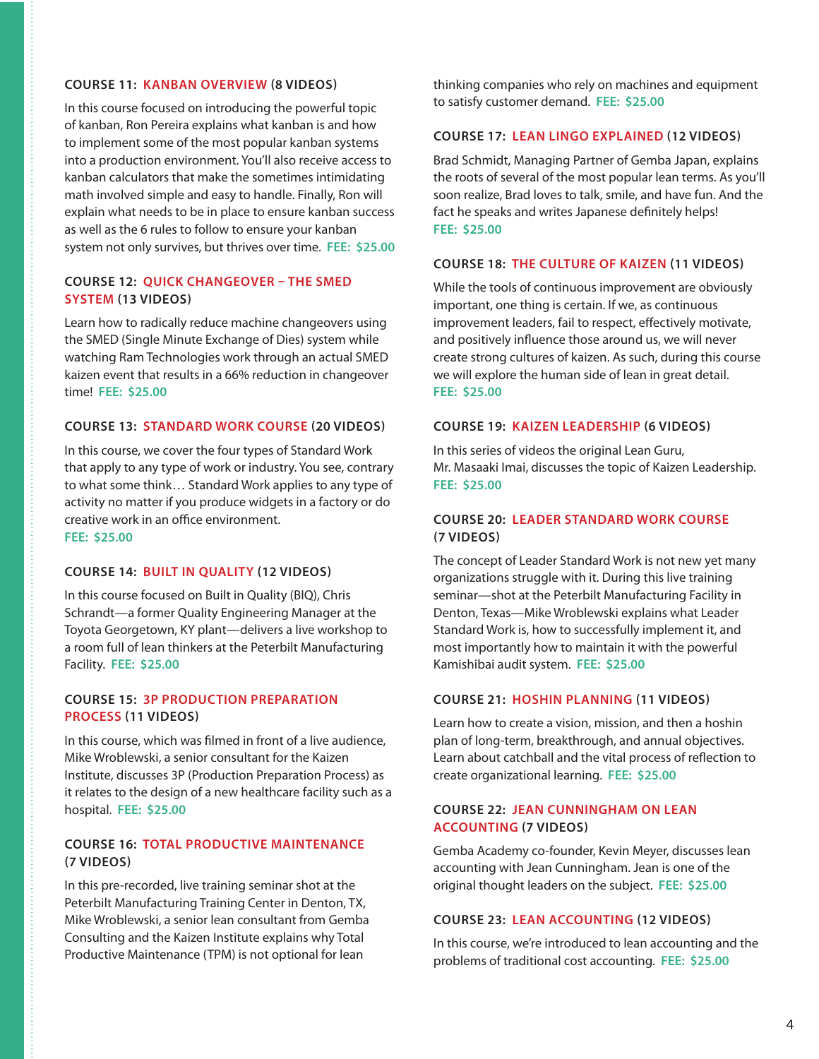### COURSE 11: KANBAN OVERVIEW (8 VIDEOS)

In this course focused on introducing the powerful topic of kanban, Ron Pereira explains what kanban is and how to implement some of the most popular kanban systems into a production environment. You'll also receive access to kanban calculators that make the sometimes intimidating math involved simple and easy to handle. Finally, Ron will explain what needs to be in place to ensure kanban success as well as the 6 rules to follow to ensure your kanban system not only survives, but thrives over time. **FEE: $25.00**

### COURSE 12: QUICK CHANGEOVER – THE SMED SYSTEM (13 VIDEOS)

Learn how to radically reduce machine changeovers using the SMED (Single Minute Exchange of Dies) system while watching Ram Technologies work through an actual SMED kaizen event that results in a 66% reduction in changeover time! **FEE: $25.00**

### COURSE 13: STANDARD WORK COURSE (20 VIDEOS)

In this course, we cover the four types of Standard Work that apply to any type of work or industry. You see, contrary to what some think… Standard Work applies to any type of activity no matter if you produce widgets in a factory or do creative work in an office environment.
**FEE: $25.00**

### COURSE 14: BUILT IN QUALITY (12 VIDEOS)

In this course focused on Built in Quality (BIQ), Chris Schrandt—a former Quality Engineering Manager at the Toyota Georgetown, KY plant—delivers a live workshop to a room full of lean thinkers at the Peterbilt Manufacturing Facility. **FEE: $25.00**

### COURSE 15: 3P PRODUCTION PREPARATION PROCESS (11 VIDEOS)

In this course, which was filmed in front of a live audience, Mike Wroblewski, a senior consultant for the Kaizen Institute, discusses 3P (Production Preparation Process) as it relates to the design of a new healthcare facility such as a hospital. **FEE: $25.00**

### COURSE 16: TOTAL PRODUCTIVE MAINTENANCE (7 VIDEOS)

In this pre-recorded, live training seminar shot at the Peterbilt Manufacturing Training Center in Denton, TX, Mike Wroblewski, a senior lean consultant from Gemba Consulting and the Kaizen Institute explains why Total Productive Maintenance (TPM) is not optional for lean thinking companies who rely on machines and equipment to satisfy customer demand. **FEE: $25.00**

### COURSE 17: LEAN LINGO EXPLAINED (12 VIDEOS)

Brad Schmidt, Managing Partner of Gemba Japan, explains the roots of several of the most popular lean terms. As you'll soon realize, Brad loves to talk, smile, and have fun. And the fact he speaks and writes Japanese definitely helps!
**FEE: $25.00**

### COURSE 18: THE CULTURE OF KAIZEN (11 VIDEOS)

While the tools of continuous improvement are obviously important, one thing is certain. If we, as continuous improvement leaders, fail to respect, effectively motivate, and positively influence those around us, we will never create strong cultures of kaizen. As such, during this course we will explore the human side of lean in great detail.
**FEE: $25.00**

### COURSE 19: KAIZEN LEADERSHIP (6 VIDEOS)

In this series of videos the original Lean Guru, Mr. Masaaki Imai, discusses the topic of Kaizen Leadership.
**FEE: $25.00**

### COURSE 20: LEADER STANDARD WORK COURSE (7 VIDEOS)

The concept of Leader Standard Work is not new yet many organizations struggle with it. During this live training seminar—shot at the Peterbilt Manufacturing Facility in Denton, Texas—Mike Wroblewski explains what Leader Standard Work is, how to successfully implement it, and most importantly how to maintain it with the powerful Kamishibai audit system. **FEE: $25.00**

### COURSE 21: HOSHIN PLANNING (11 VIDEOS)

Learn how to create a vision, mission, and then a hoshin plan of long-term, breakthrough, and annual objectives. Learn about catchball and the vital process of reflection to create organizational learning. **FEE: $25.00**

### COURSE 22: JEAN CUNNINGHAM ON LEAN ACCOUNTING (7 VIDEOS)

Gemba Academy co-founder, Kevin Meyer, discusses lean accounting with Jean Cunningham. Jean is one of the original thought leaders on the subject. **FEE: $25.00**

### COURSE 23: LEAN ACCOUNTING (12 VIDEOS)

In this course, we're introduced to lean accounting and the problems of traditional cost accounting. **FEE: $25.00**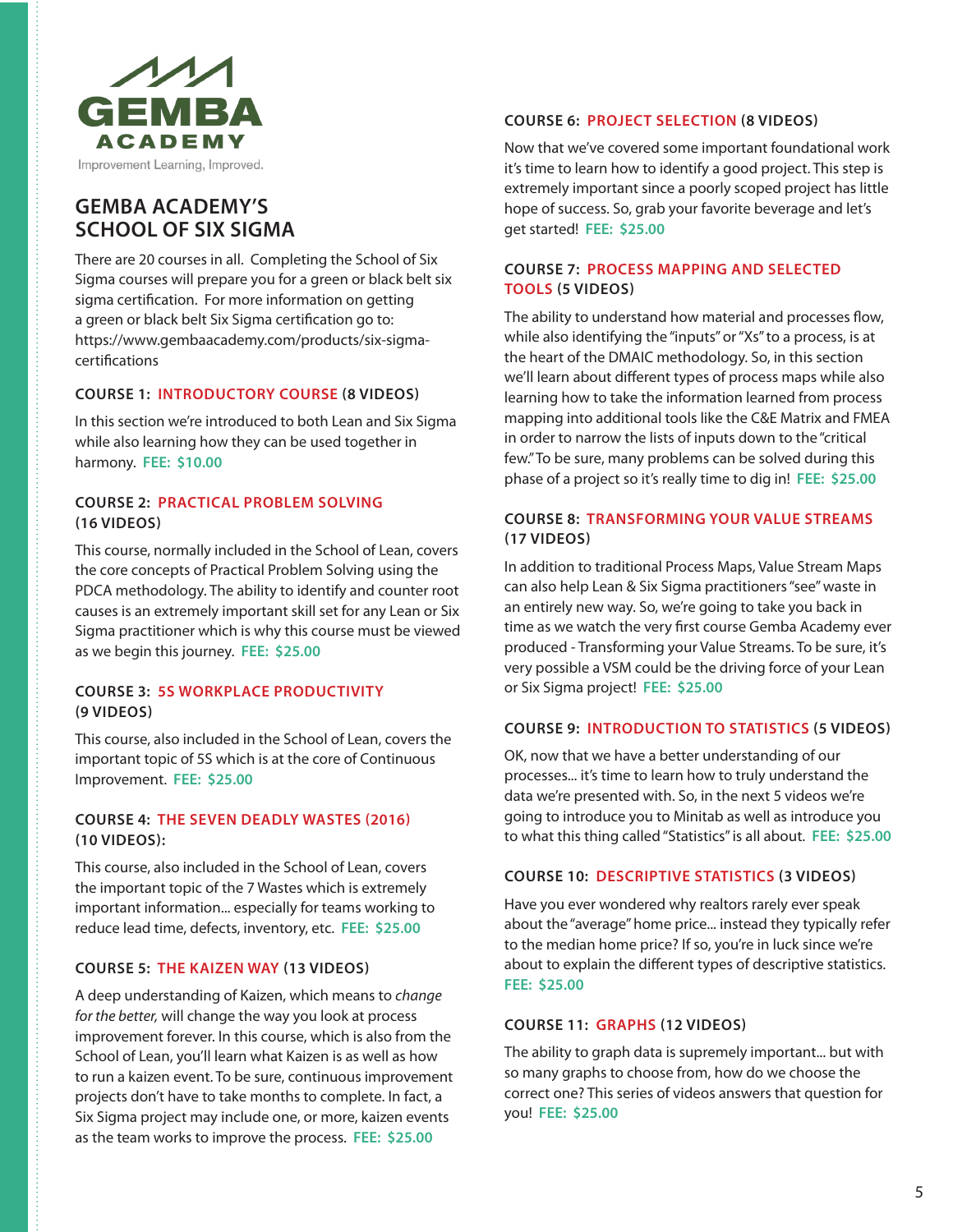GEMBA ACADEMY

Improvement Learning, Improved.

## GEMBA ACADEMY'S SCHOOL OF SIX SIGMA

There are 20 courses in all. Completing the School of Six Sigma courses will prepare you for a green or black belt six sigma certification. For more information on getting a green or black belt Six Sigma certification go to: https://www.gembaacademy.com/products/six-sigma-certifications

### COURSE 1: INTRODUCTORY COURSE (8 VIDEOS)

In this section we're introduced to both Lean and Six Sigma while also learning how they can be used together in harmony. **FEE: $10.00**

### COURSE 2: PRACTICAL PROBLEM SOLVING (16 VIDEOS)

This course, normally included in the School of Lean, covers the core concepts of Practical Problem Solving using the PDCA methodology. The ability to identify and counter root causes is an extremely important skill set for any Lean or Six Sigma practitioner which is why this course must be viewed as we begin this journey. **FEE: $25.00**

### COURSE 3: 5S WORKPLACE PRODUCTIVITY (9 VIDEOS)

This course, also included in the School of Lean, covers the important topic of 5S which is at the core of Continuous Improvement. **FEE: $25.00**

### COURSE 4: THE SEVEN DEADLY WASTES (2016) (10 VIDEOS):

This course, also included in the School of Lean, covers the important topic of the 7 Wastes which is extremely important information... especially for teams working to reduce lead time, defects, inventory, etc. **FEE: $25.00**

### COURSE 5: THE KAIZEN WAY (13 VIDEOS)

A deep understanding of Kaizen, which means to *change for the better,* will change the way you look at process improvement forever. In this course, which is also from the School of Lean, you'll learn what Kaizen is as well as how to run a kaizen event. To be sure, continuous improvement projects don't have to take months to complete. In fact, a Six Sigma project may include one, or more, kaizen events as the team works to improve the process. **FEE: $25.00**

### COURSE 6: PROJECT SELECTION (8 VIDEOS)

Now that we've covered some important foundational work it's time to learn how to identify a good project. This step is extremely important since a poorly scoped project has little hope of success. So, grab your favorite beverage and let's get started! **FEE: $25.00**

### COURSE 7: PROCESS MAPPING AND SELECTED TOOLS (5 VIDEOS)

The ability to understand how material and processes flow, while also identifying the "inputs" or "Xs" to a process, is at the heart of the DMAIC methodology. So, in this section we'll learn about different types of process maps while also learning how to take the information learned from process mapping into additional tools like the C&E Matrix and FMEA in order to narrow the lists of inputs down to the "critical few." To be sure, many problems can be solved during this phase of a project so it's really time to dig in! **FEE: $25.00**

### COURSE 8: TRANSFORMING YOUR VALUE STREAMS (17 VIDEOS)

In addition to traditional Process Maps, Value Stream Maps can also help Lean & Six Sigma practitioners "see" waste in an entirely new way. So, we're going to take you back in time as we watch the very first course Gemba Academy ever produced - Transforming your Value Streams. To be sure, it's very possible a VSM could be the driving force of your Lean or Six Sigma project! **FEE: $25.00**

### COURSE 9: INTRODUCTION TO STATISTICS (5 VIDEOS)

OK, now that we have a better understanding of our processes... it's time to learn how to truly understand the data we're presented with. So, in the next 5 videos we're going to introduce you to Minitab as well as introduce you to what this thing called "Statistics" is all about. **FEE: $25.00**

### COURSE 10: DESCRIPTIVE STATISTICS (3 VIDEOS)

Have you ever wondered why realtors rarely ever speak about the "average" home price... instead they typically refer to the median home price? If so, you're in luck since we're about to explain the different types of descriptive statistics. **FEE: $25.00**

### COURSE 11: GRAPHS (12 VIDEOS)

The ability to graph data is supremely important... but with so many graphs to choose from, how do we choose the correct one? This series of videos answers that question for you! **FEE: $25.00**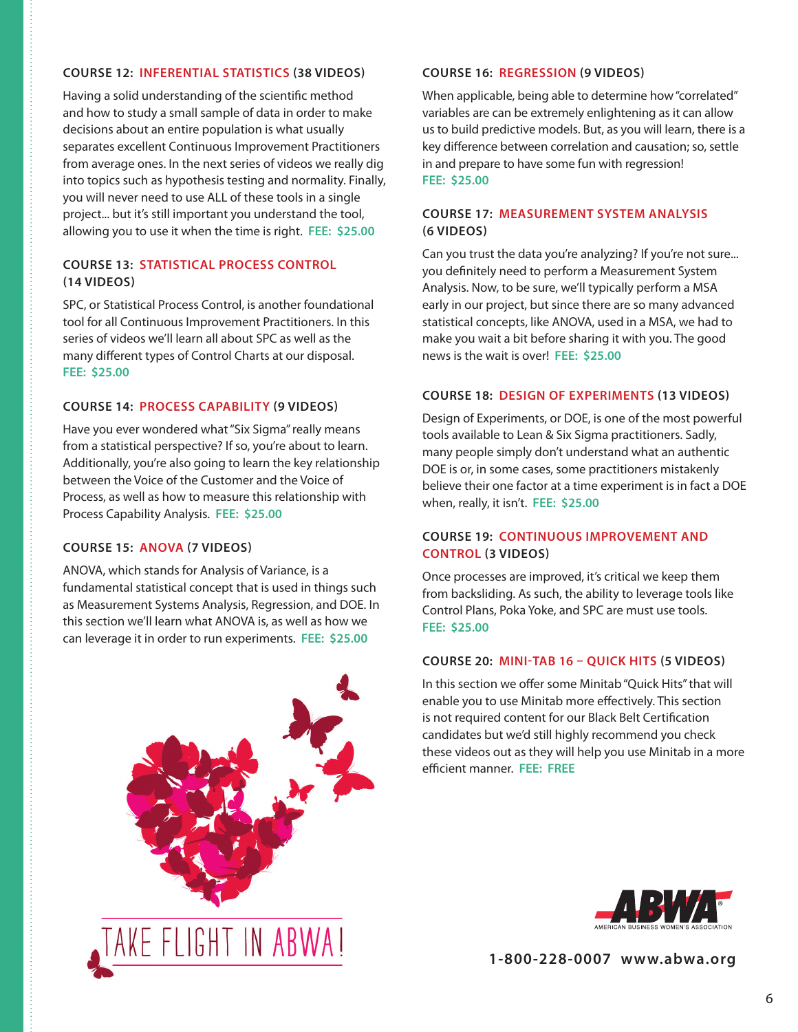### COURSE 12: INFERENTIAL STATISTICS (38 VIDEOS)

Having a solid understanding of the scientific method and how to study a small sample of data in order to make decisions about an entire population is what usually separates excellent Continuous Improvement Practitioners from average ones. In the next series of videos we really dig into topics such as hypothesis testing and normality. Finally, you will never need to use ALL of these tools in a single project... but it's still important you understand the tool, allowing you to use it when the time is right. **FEE: $25.00**

### COURSE 13: STATISTICAL PROCESS CONTROL (14 VIDEOS)

SPC, or Statistical Process Control, is another foundational tool for all Continuous Improvement Practitioners. In this series of videos we'll learn all about SPC as well as the many different types of Control Charts at our disposal. **FEE: $25.00**

### COURSE 14: PROCESS CAPABILITY (9 VIDEOS)

Have you ever wondered what "Six Sigma" really means from a statistical perspective? If so, you're about to learn. Additionally, you're also going to learn the key relationship between the Voice of the Customer and the Voice of Process, as well as how to measure this relationship with Process Capability Analysis. **FEE: $25.00**

### COURSE 15: ANOVA (7 VIDEOS)

ANOVA, which stands for Analysis of Variance, is a fundamental statistical concept that is used in things such as Measurement Systems Analysis, Regression, and DOE. In this section we'll learn what ANOVA is, as well as how we can leverage it in order to run experiments. **FEE: $25.00**

TAKE FLIGHT IN ABWA!

### COURSE 16: REGRESSION (9 VIDEOS)

When applicable, being able to determine how "correlated" variables are can be extremely enlightening as it can allow us to build predictive models. But, as you will learn, there is a key difference between correlation and causation; so, settle in and prepare to have some fun with regression! **FEE: $25.00**

### COURSE 17: MEASUREMENT SYSTEM ANALYSIS (6 VIDEOS)

Can you trust the data you're analyzing? If you're not sure... you definitely need to perform a Measurement System Analysis. Now, to be sure, we'll typically perform a MSA early in our project, but since there are so many advanced statistical concepts, like ANOVA, used in a MSA, we had to make you wait a bit before sharing it with you. The good news is the wait is over! **FEE: $25.00**

### COURSE 18: DESIGN OF EXPERIMENTS (13 VIDEOS)

Design of Experiments, or DOE, is one of the most powerful tools available to Lean & Six Sigma practitioners. Sadly, many people simply don't understand what an authentic DOE is or, in some cases, some practitioners mistakenly believe their one factor at a time experiment is in fact a DOE when, really, it isn't. **FEE: $25.00**

### COURSE 19: CONTINUOUS IMPROVEMENT AND CONTROL (3 VIDEOS)

Once processes are improved, it's critical we keep them from backsliding. As such, the ability to leverage tools like Control Plans, Poka Yoke, and SPC are must use tools. **FEE: $25.00**

### COURSE 20: MINI-TAB 16 – QUICK HITS (5 VIDEOS)

In this section we offer some Minitab "Quick Hits" that will enable you to use Minitab more effectively. This section is not required content for our Black Belt Certification candidates but we'd still highly recommend you check these videos out as they will help you use Minitab in a more efficient manner. **FEE: FREE**

ABWA® AMERICAN BUSINESS WOMEN'S ASSOCIATION

1-800-228-0007 www.abwa.org